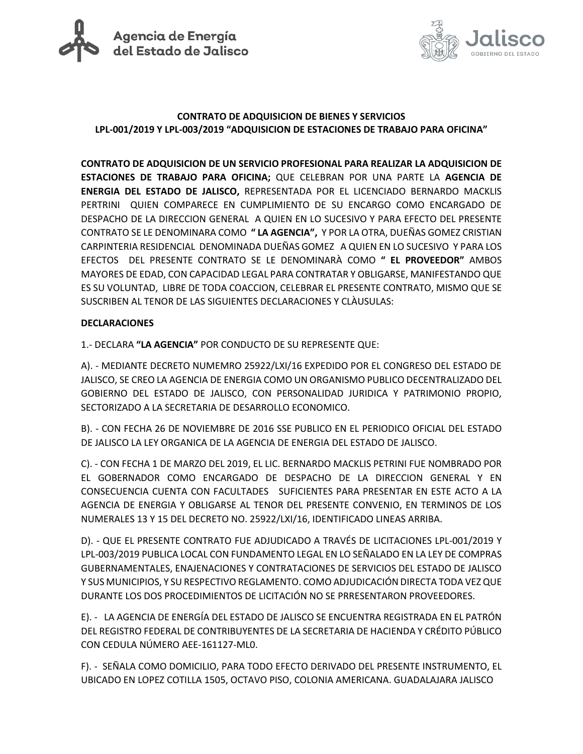**CONTRATO DE ADQUISICION DE BIENES Y SERVICIOS**
**LPL-001/2019 Y LPL-003/2019 "ADQUISICION DE ESTACIONES DE TRABAJO PARA OFICINA"**

**CONTRATO DE ADQUISICION DE UN SERVICIO PROFESIONAL PARA REALIZAR LA ADQUISICION DE ESTACIONES DE TRABAJO PARA OFICINA;** QUE CELEBRAN POR UNA PARTE LA **AGENCIA DE ENERGIA DEL ESTADO DE JALISCO,** REPRESENTADA POR EL LICENCIADO BERNARDO MACKLIS PERTRINI QUIEN COMPARECE EN CUMPLIMIENTO DE SU ENCARGO COMO ENCARGADO DE DESPACHO DE LA DIRECCION GENERAL A QUIEN EN LO SUCESIVO Y PARA EFECTO DEL PRESENTE CONTRATO SE LE DENOMINARA COMO **" LA AGENCIA",** Y POR LA OTRA, DUEÑAS GOMEZ CRISTIAN CARPINTERIA RESIDENCIAL DENOMINADA DUEÑAS GOMEZ A QUIEN EN LO SUCESIVO Y PARA LOS EFECTOS DEL PRESENTE CONTRATO SE LE DENOMINARÀ COMO **" EL PROVEEDOR"** AMBOS MAYORES DE EDAD, CON CAPACIDAD LEGAL PARA CONTRATAR Y OBLIGARSE, MANIFESTANDO QUE ES SU VOLUNTAD, LIBRE DE TODA COACCION, CELEBRAR EL PRESENTE CONTRATO, MISMO QUE SE SUSCRIBEN AL TENOR DE LAS SIGUIENTES DECLARACIONES Y CLÀUSULAS:

**DECLARACIONES**

1.- DECLARA **"LA AGENCIA"** POR CONDUCTO DE SU REPRESENTE QUE:

A). - MEDIANTE DECRETO NUMEMRO 25922/LXI/16 EXPEDIDO POR EL CONGRESO DEL ESTADO DE JALISCO, SE CREO LA AGENCIA DE ENERGIA COMO UN ORGANISMO PUBLICO DECENTRALIZADO DEL GOBIERNO DEL ESTADO DE JALISCO, CON PERSONALIDAD JURIDICA Y PATRIMONIO PROPIO, SECTORIZADO A LA SECRETARIA DE DESARROLLO ECONOMICO.

B). - CON FECHA 26 DE NOVIEMBRE DE 2016 SSE PUBLICO EN EL PERIODICO OFICIAL DEL ESTADO DE JALISCO LA LEY ORGANICA DE LA AGENCIA DE ENERGIA DEL ESTADO DE JALISCO.

C). - CON FECHA 1 DE MARZO DEL 2019, EL LIC. BERNARDO MACKLIS PETRINI FUE NOMBRADO POR EL GOBERNADOR COMO ENCARGADO DE DESPACHO DE LA DIRECCION GENERAL Y EN CONSECUENCIA CUENTA CON FACULTADES SUFICIENTES PARA PRESENTAR EN ESTE ACTO A LA AGENCIA DE ENERGIA Y OBLIGARSE AL TENOR DEL PRESENTE CONVENIO, EN TERMINOS DE LOS NUMERALES 13 Y 15 DEL DECRETO NO. 25922/LXI/16, IDENTIFICADO LINEAS ARRIBA.

D). - QUE EL PRESENTE CONTRATO FUE ADJUDICADO A TRAVÉS DE LICITACIONES LPL-001/2019 Y LPL-003/2019 PUBLICA LOCAL CON FUNDAMENTO LEGAL EN LO SEÑALADO EN LA LEY DE COMPRAS GUBERNAMENTALES, ENAJENACIONES Y CONTRATACIONES DE SERVICIOS DEL ESTADO DE JALISCO Y SUS MUNICIPIOS, Y SU RESPECTIVO REGLAMENTO. COMO ADJUDICACIÓN DIRECTA TODA VEZ QUE DURANTE LOS DOS PROCEDIMIENTOS DE LICITACIÓN NO SE PRRESENTARON PROVEEDORES.

E). - LA AGENCIA DE ENERGÍA DEL ESTADO DE JALISCO SE ENCUENTRA REGISTRADA EN EL PATRÓN DEL REGISTRO FEDERAL DE CONTRIBUYENTES DE LA SECRETARIA DE HACIENDA Y CRÉDITO PÚBLICO CON CEDULA NÚMERO AEE-161127-ML0.

F). - SEÑALA COMO DOMICILIO, PARA TODO EFECTO DERIVADO DEL PRESENTE INSTRUMENTO, EL UBICADO EN LOPEZ COTILLA 1505, OCTAVO PISO, COLONIA AMERICANA. GUADALAJARA JALISCO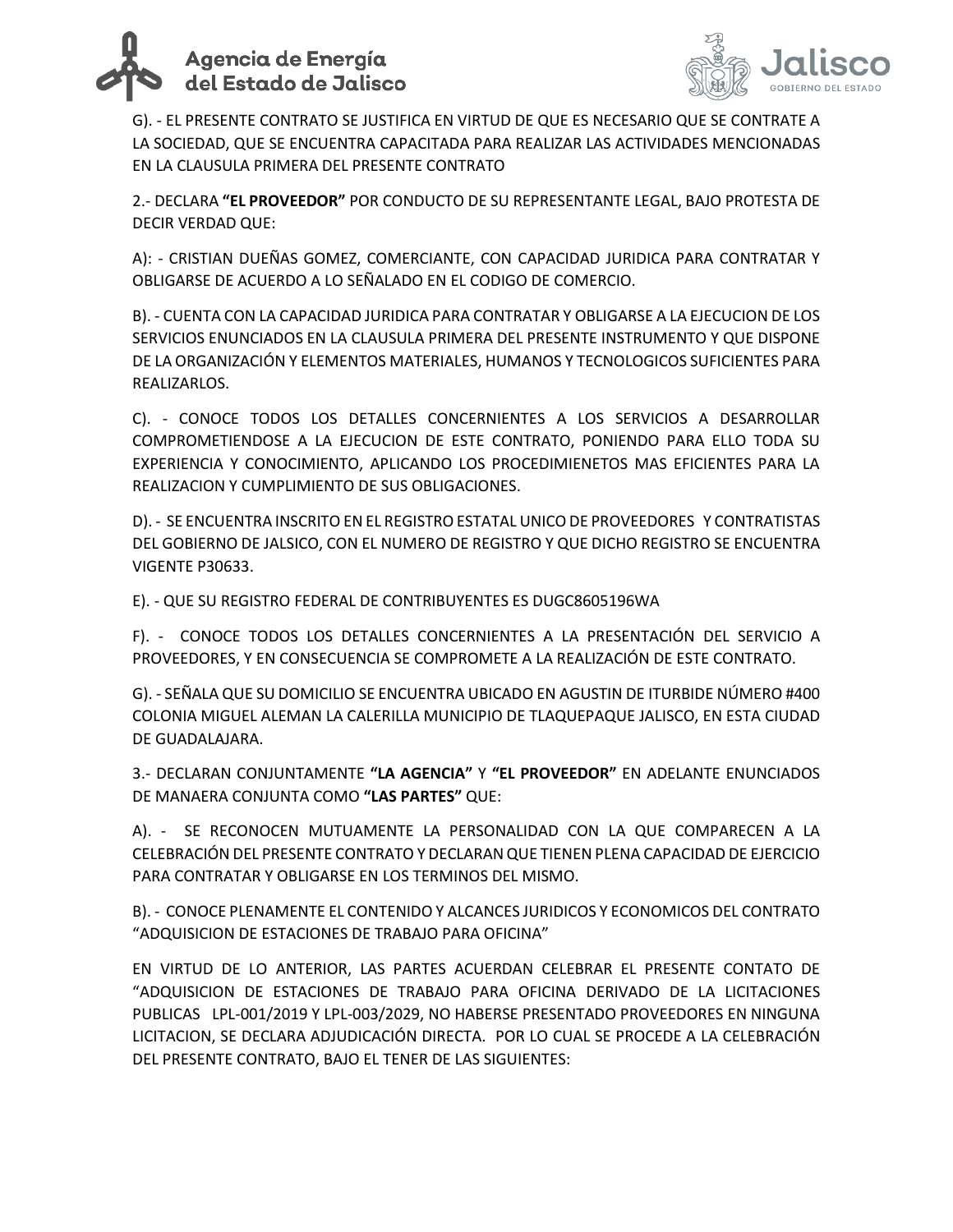G). - EL PRESENTE CONTRATO SE JUSTIFICA EN VIRTUD DE QUE ES NECESARIO QUE SE CONTRATE A LA SOCIEDAD, QUE SE ENCUENTRA CAPACITADA PARA REALIZAR LAS ACTIVIDADES MENCIONADAS EN LA CLAUSULA PRIMERA DEL PRESENTE CONTRATO

2.- DECLARA **"EL PROVEEDOR"** POR CONDUCTO DE SU REPRESENTANTE LEGAL, BAJO PROTESTA DE DECIR VERDAD QUE:

A): - CRISTIAN DUEÑAS GOMEZ, COMERCIANTE, CON CAPACIDAD JURIDICA PARA CONTRATAR Y OBLIGARSE DE ACUERDO A LO SEÑALADO EN EL CODIGO DE COMERCIO.

B). - CUENTA CON LA CAPACIDAD JURIDICA PARA CONTRATAR Y OBLIGARSE A LA EJECUCION DE LOS SERVICIOS ENUNCIADOS EN LA CLAUSULA PRIMERA DEL PRESENTE INSTRUMENTO Y QUE DISPONE DE LA ORGANIZACIÓN Y ELEMENTOS MATERIALES, HUMANOS Y TECNOLOGICOS SUFICIENTES PARA REALIZARLOS.

C). - CONOCE TODOS LOS DETALLES CONCERNIENTES A LOS SERVICIOS A DESARROLLAR COMPROMETIENDOSE A LA EJECUCION DE ESTE CONTRATO, PONIENDO PARA ELLO TODA SU EXPERIENCIA Y CONOCIMIENTO, APLICANDO LOS PROCEDIMIENETOS MAS EFICIENTES PARA LA REALIZACION Y CUMPLIMIENTO DE SUS OBLIGACIONES.

D). - SE ENCUENTRA INSCRITO EN EL REGISTRO ESTATAL UNICO DE PROVEEDORES Y CONTRATISTAS DEL GOBIERNO DE JALSICO, CON EL NUMERO DE REGISTRO Y QUE DICHO REGISTRO SE ENCUENTRA VIGENTE P30633.

E). - QUE SU REGISTRO FEDERAL DE CONTRIBUYENTES ES DUGC8605196WA

F). - CONOCE TODOS LOS DETALLES CONCERNIENTES A LA PRESENTACIÓN DEL SERVICIO A PROVEEDORES, Y EN CONSECUENCIA SE COMPROMETE A LA REALIZACIÓN DE ESTE CONTRATO.

G). - SEÑALA QUE SU DOMICILIO SE ENCUENTRA UBICADO EN AGUSTIN DE ITURBIDE NÚMERO #400 COLONIA MIGUEL ALEMAN LA CALERILLA MUNICIPIO DE TLAQUEPAQUE JALISCO, EN ESTA CIUDAD DE GUADALAJARA.

3.- DECLARAN CONJUNTAMENTE **"LA AGENCIA"** Y **"EL PROVEEDOR"** EN ADELANTE ENUNCIADOS DE MANAERA CONJUNTA COMO **"LAS PARTES"** QUE:

A). - SE RECONOCEN MUTUAMENTE LA PERSONALIDAD CON LA QUE COMPARECEN A LA CELEBRACIÓN DEL PRESENTE CONTRATO Y DECLARAN QUE TIENEN PLENA CAPACIDAD DE EJERCICIO PARA CONTRATAR Y OBLIGARSE EN LOS TERMINOS DEL MISMO.

B). - CONOCE PLENAMENTE EL CONTENIDO Y ALCANCES JURIDICOS Y ECONOMICOS DEL CONTRATO "ADQUISICION DE ESTACIONES DE TRABAJO PARA OFICINA"

EN VIRTUD DE LO ANTERIOR, LAS PARTES ACUERDAN CELEBRAR EL PRESENTE CONTATO DE "ADQUISICION DE ESTACIONES DE TRABAJO PARA OFICINA DERIVADO DE LA LICITACIONES PUBLICAS LPL-001/2019 Y LPL-003/2029, NO HABERSE PRESENTADO PROVEEDORES EN NINGUNA LICITACION, SE DECLARA ADJUDICACIÓN DIRECTA. POR LO CUAL SE PROCEDE A LA CELEBRACIÓN DEL PRESENTE CONTRATO, BAJO EL TENER DE LAS SIGUIENTES: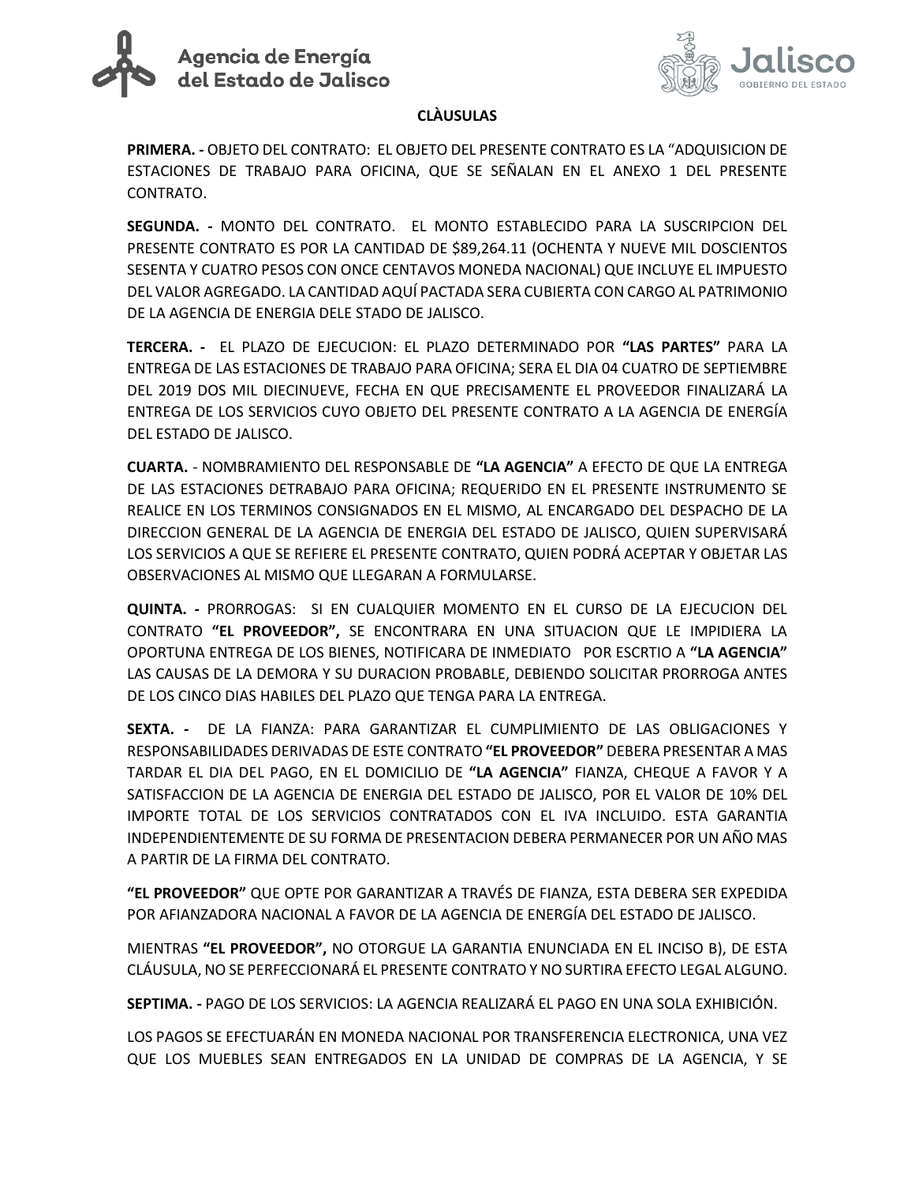## CLÀUSULAS

**PRIMERA. -** OBJETO DEL CONTRATO: EL OBJETO DEL PRESENTE CONTRATO ES LA "ADQUISICION DE ESTACIONES DE TRABAJO PARA OFICINA, QUE SE SEÑALAN EN EL ANEXO 1 DEL PRESENTE CONTRATO.

**SEGUNDA. -** MONTO DEL CONTRATO. EL MONTO ESTABLECIDO PARA LA SUSCRIPCION DEL PRESENTE CONTRATO ES POR LA CANTIDAD DE $89,264.11 (OCHENTA Y NUEVE MIL DOSCIENTOS SESENTA Y CUATRO PESOS CON ONCE CENTAVOS MONEDA NACIONAL) QUE INCLUYE EL IMPUESTO DEL VALOR AGREGADO. LA CANTIDAD AQUÍ PACTADA SERA CUBIERTA CON CARGO AL PATRIMONIO DE LA AGENCIA DE ENERGIA DELE STADO DE JALISCO.

**TERCERA. -** EL PLAZO DE EJECUCION: EL PLAZO DETERMINADO POR **"LAS PARTES"** PARA LA ENTREGA DE LAS ESTACIONES DE TRABAJO PARA OFICINA; SERA EL DIA 04 CUATRO DE SEPTIEMBRE DEL 2019 DOS MIL DIECINUEVE, FECHA EN QUE PRECISAMENTE EL PROVEEDOR FINALIZARÁ LA ENTREGA DE LOS SERVICIOS CUYO OBJETO DEL PRESENTE CONTRATO A LA AGENCIA DE ENERGÍA DEL ESTADO DE JALISCO.

**CUARTA.** - NOMBRAMIENTO DEL RESPONSABLE DE **"LA AGENCIA"** A EFECTO DE QUE LA ENTREGA DE LAS ESTACIONES DETRABAJO PARA OFICINA; REQUERIDO EN EL PRESENTE INSTRUMENTO SE REALICE EN LOS TERMINOS CONSIGNADOS EN EL MISMO, AL ENCARGADO DEL DESPACHO DE LA DIRECCION GENERAL DE LA AGENCIA DE ENERGIA DEL ESTADO DE JALISCO, QUIEN SUPERVISARÁ LOS SERVICIOS A QUE SE REFIERE EL PRESENTE CONTRATO, QUIEN PODRÁ ACEPTAR Y OBJETAR LAS OBSERVACIONES AL MISMO QUE LLEGARAN A FORMULARSE.

**QUINTA. -** PRORROGAS: SI EN CUALQUIER MOMENTO EN EL CURSO DE LA EJECUCION DEL CONTRATO **"EL PROVEEDOR",** SE ENCONTRARA EN UNA SITUACION QUE LE IMPIDIERA LA OPORTUNA ENTREGA DE LOS BIENES, NOTIFICARA DE INMEDIATO POR ESCRTIO A **"LA AGENCIA"** LAS CAUSAS DE LA DEMORA Y SU DURACION PROBABLE, DEBIENDO SOLICITAR PRORROGA ANTES DE LOS CINCO DIAS HABILES DEL PLAZO QUE TENGA PARA LA ENTREGA.

**SEXTA. -** DE LA FIANZA: PARA GARANTIZAR EL CUMPLIMIENTO DE LAS OBLIGACIONES Y RESPONSABILIDADES DERIVADAS DE ESTE CONTRATO **"EL PROVEEDOR"** DEBERA PRESENTAR A MAS TARDAR EL DIA DEL PAGO, EN EL DOMICILIO DE **"LA AGENCIA"** FIANZA, CHEQUE A FAVOR Y A SATISFACCION DE LA AGENCIA DE ENERGIA DEL ESTADO DE JALISCO, POR EL VALOR DE 10% DEL IMPORTE TOTAL DE LOS SERVICIOS CONTRATADOS CON EL IVA INCLUIDO. ESTA GARANTIA INDEPENDIENTEMENTE DE SU FORMA DE PRESENTACION DEBERA PERMANECER POR UN AÑO MAS A PARTIR DE LA FIRMA DEL CONTRATO.

**"EL PROVEEDOR"** QUE OPTE POR GARANTIZAR A TRAVÉS DE FIANZA, ESTA DEBERA SER EXPEDIDA POR AFIANZADORA NACIONAL A FAVOR DE LA AGENCIA DE ENERGÍA DEL ESTADO DE JALISCO.

MIENTRAS **"EL PROVEEDOR",** NO OTORGUE LA GARANTIA ENUNCIADA EN EL INCISO B), DE ESTA CLÁUSULA, NO SE PERFECCIONARÁ EL PRESENTE CONTRATO Y NO SURTIRA EFECTO LEGAL ALGUNO.

**SEPTIMA. -** PAGO DE LOS SERVICIOS: LA AGENCIA REALIZARÁ EL PAGO EN UNA SOLA EXHIBICIÓN.

LOS PAGOS SE EFECTUARÁN EN MONEDA NACIONAL POR TRANSFERENCIA ELECTRONICA, UNA VEZ QUE LOS MUEBLES SEAN ENTREGADOS EN LA UNIDAD DE COMPRAS DE LA AGENCIA, Y SE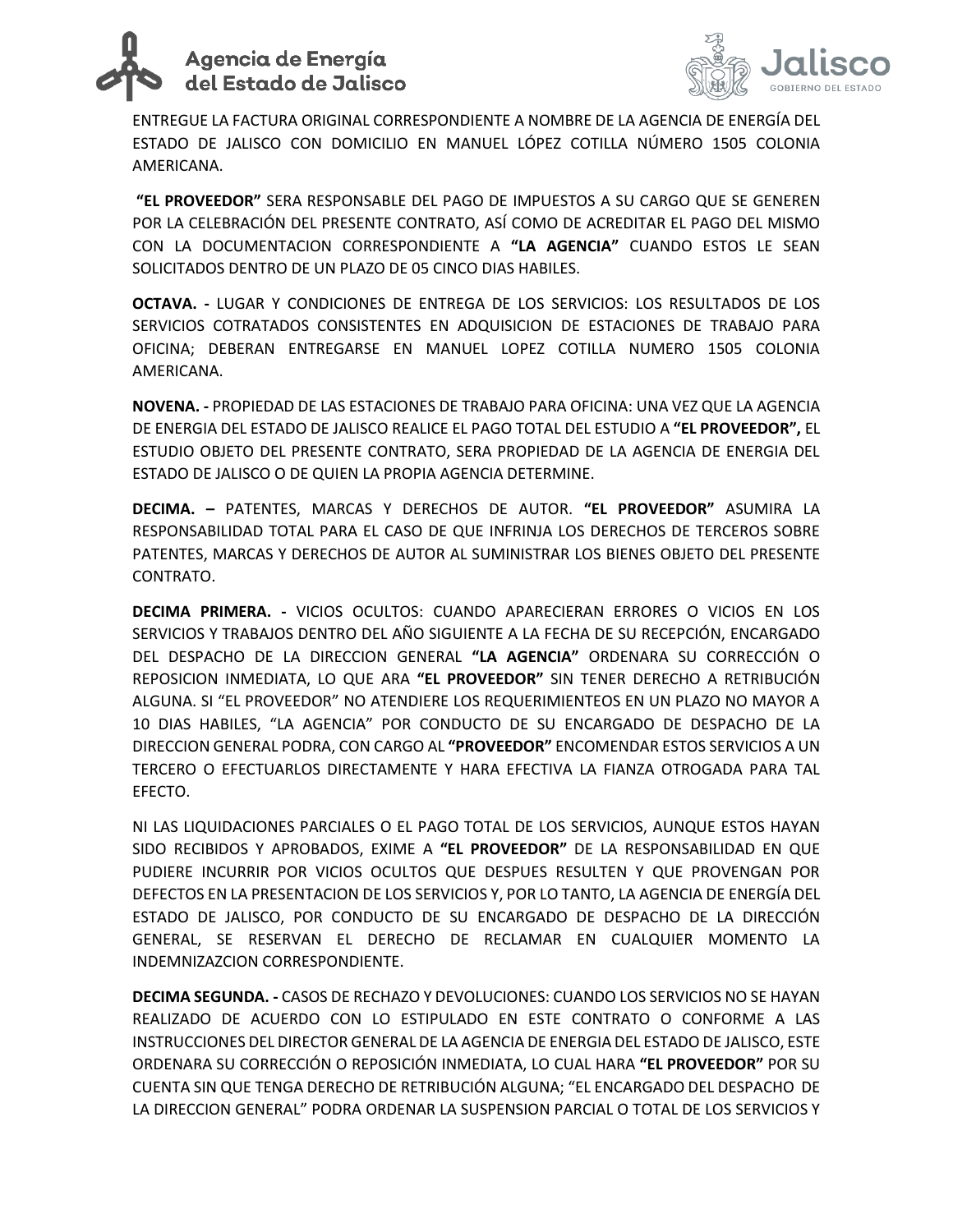ENTREGUE LA FACTURA ORIGINAL CORRESPONDIENTE A NOMBRE DE LA AGENCIA DE ENERGÍA DEL ESTADO DE JALISCO CON DOMICILIO EN MANUEL LÓPEZ COTILLA NÚMERO 1505 COLONIA AMERICANA.

**"EL PROVEEDOR"** SERA RESPONSABLE DEL PAGO DE IMPUESTOS A SU CARGO QUE SE GENEREN POR LA CELEBRACIÓN DEL PRESENTE CONTRATO, ASÍ COMO DE ACREDITAR EL PAGO DEL MISMO CON LA DOCUMENTACION CORRESPONDIENTE A **"LA AGENCIA"** CUANDO ESTOS LE SEAN SOLICITADOS DENTRO DE UN PLAZO DE 05 CINCO DIAS HABILES.

**OCTAVA. -** LUGAR Y CONDICIONES DE ENTREGA DE LOS SERVICIOS: LOS RESULTADOS DE LOS SERVICIOS COTRATADOS CONSISTENTES EN ADQUISICION DE ESTACIONES DE TRABAJO PARA OFICINA; DEBERAN ENTREGARSE EN MANUEL LOPEZ COTILLA NUMERO 1505 COLONIA AMERICANA.

**NOVENA. -** PROPIEDAD DE LAS ESTACIONES DE TRABAJO PARA OFICINA: UNA VEZ QUE LA AGENCIA DE ENERGIA DEL ESTADO DE JALISCO REALICE EL PAGO TOTAL DEL ESTUDIO A **"EL PROVEEDOR",** EL ESTUDIO OBJETO DEL PRESENTE CONTRATO, SERA PROPIEDAD DE LA AGENCIA DE ENERGIA DEL ESTADO DE JALISCO O DE QUIEN LA PROPIA AGENCIA DETERMINE.

**DECIMA. –** PATENTES, MARCAS Y DERECHOS DE AUTOR. **"EL PROVEEDOR"** ASUMIRA LA RESPONSABILIDAD TOTAL PARA EL CASO DE QUE INFRINJA LOS DERECHOS DE TERCEROS SOBRE PATENTES, MARCAS Y DERECHOS DE AUTOR AL SUMINISTRAR LOS BIENES OBJETO DEL PRESENTE CONTRATO.

**DECIMA PRIMERA. -** VICIOS OCULTOS: CUANDO APARECIERAN ERRORES O VICIOS EN LOS SERVICIOS Y TRABAJOS DENTRO DEL AÑO SIGUIENTE A LA FECHA DE SU RECEPCIÓN, ENCARGADO DEL DESPACHO DE LA DIRECCION GENERAL **"LA AGENCIA"** ORDENARA SU CORRECCIÓN O REPOSICION INMEDIATA, LO QUE ARA **"EL PROVEEDOR"** SIN TENER DERECHO A RETRIBUCIÓN ALGUNA. SI "EL PROVEEDOR" NO ATENDIERE LOS REQUERIMIENTEOS EN UN PLAZO NO MAYOR A 10 DIAS HABILES, "LA AGENCIA" POR CONDUCTO DE SU ENCARGADO DE DESPACHO DE LA DIRECCION GENERAL PODRA, CON CARGO AL **"PROVEEDOR"** ENCOMENDAR ESTOS SERVICIOS A UN TERCERO O EFECTUARLOS DIRECTAMENTE Y HARA EFECTIVA LA FIANZA OTROGADA PARA TAL EFECTO.

NI LAS LIQUIDACIONES PARCIALES O EL PAGO TOTAL DE LOS SERVICIOS, AUNQUE ESTOS HAYAN SIDO RECIBIDOS Y APROBADOS, EXIME A **"EL PROVEEDOR"** DE LA RESPONSABILIDAD EN QUE PUDIERE INCURRIR POR VICIOS OCULTOS QUE DESPUES RESULTEN Y QUE PROVENGAN POR DEFECTOS EN LA PRESENTACION DE LOS SERVICIOS Y, POR LO TANTO, LA AGENCIA DE ENERGÍA DEL ESTADO DE JALISCO, POR CONDUCTO DE SU ENCARGADO DE DESPACHO DE LA DIRECCIÓN GENERAL, SE RESERVAN EL DERECHO DE RECLAMAR EN CUALQUIER MOMENTO LA INDEMNIZAZCION CORRESPONDIENTE.

**DECIMA SEGUNDA. -** CASOS DE RECHAZO Y DEVOLUCIONES: CUANDO LOS SERVICIOS NO SE HAYAN REALIZADO DE ACUERDO CON LO ESTIPULADO EN ESTE CONTRATO O CONFORME A LAS INSTRUCCIONES DEL DIRECTOR GENERAL DE LA AGENCIA DE ENERGIA DEL ESTADO DE JALISCO, ESTE ORDENARA SU CORRECCIÓN O REPOSICIÓN INMEDIATA, LO CUAL HARA **"EL PROVEEDOR"** POR SU CUENTA SIN QUE TENGA DERECHO DE RETRIBUCIÓN ALGUNA; "EL ENCARGADO DEL DESPACHO DE LA DIRECCION GENERAL" PODRA ORDENAR LA SUSPENSION PARCIAL O TOTAL DE LOS SERVICIOS Y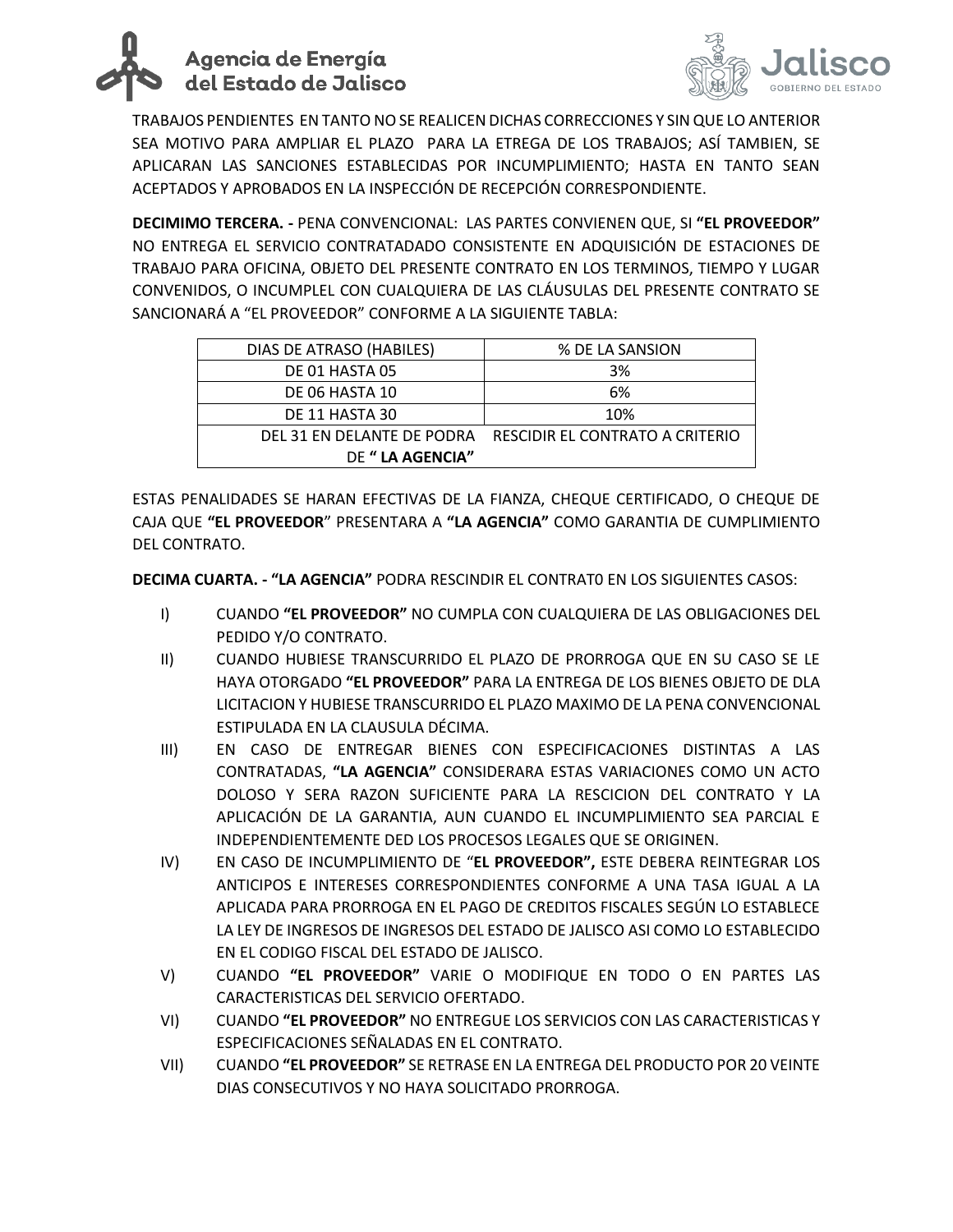TRABAJOS PENDIENTES EN TANTO NO SE REALICEN DICHAS CORRECCIONES Y SIN QUE LO ANTERIOR SEA MOTIVO PARA AMPLIAR EL PLAZO PARA LA ETREGA DE LOS TRABAJOS; ASÍ TAMBIEN, SE APLICARAN LAS SANCIONES ESTABLECIDAS POR INCUMPLIMIENTO; HASTA EN TANTO SEAN ACEPTADOS Y APROBADOS EN LA INSPECCIÓN DE RECEPCIÓN CORRESPONDIENTE.

**DECIMIMO TERCERA. -** PENA CONVENCIONAL: LAS PARTES CONVIENEN QUE, SI **"EL PROVEEDOR"** NO ENTREGA EL SERVICIO CONTRATADADO CONSISTENTE EN ADQUISICIÓN DE ESTACIONES DE TRABAJO PARA OFICINA, OBJETO DEL PRESENTE CONTRATO EN LOS TERMINOS, TIEMPO Y LUGAR CONVENIDOS, O INCUMPLEL CON CUALQUIERA DE LAS CLÁUSULAS DEL PRESENTE CONTRATO SE SANCIONARÁ A "EL PROVEEDOR" CONFORME A LA SIGUIENTE TABLA:

| DIAS DE ATRASO (HABILES) | % DE LA SANSION |
|---|---|
| DE 01 HASTA 05 | 3% |
| DE 06 HASTA 10 | 6% |
| DE 11 HASTA 30 | 10% |
| DEL 31 EN DELANTE DE PODRA | RESCIDIR EL CONTRATO A CRITERIO DE **" LA AGENCIA"** |

ESTAS PENALIDADES SE HARAN EFECTIVAS DE LA FIANZA, CHEQUE CERTIFICADO, O CHEQUE DE CAJA QUE **"EL PROVEEDOR"** PRESENTARA A **"LA AGENCIA"** COMO GARANTIA DE CUMPLIMIENTO DEL CONTRATO.

**DECIMA CUARTA. - "LA AGENCIA"** PODRA RESCINDIR EL CONTRAT0 EN LOS SIGUIENTES CASOS:

I) CUANDO **"EL PROVEEDOR"** NO CUMPLA CON CUALQUIERA DE LAS OBLIGACIONES DEL PEDIDO Y/O CONTRATO.

II) CUANDO HUBIESE TRANSCURRIDO EL PLAZO DE PRORROGA QUE EN SU CASO SE LE HAYA OTORGADO **"EL PROVEEDOR"** PARA LA ENTREGA DE LOS BIENES OBJETO DE DLA LICITACION Y HUBIESE TRANSCURRIDO EL PLAZO MAXIMO DE LA PENA CONVENCIONAL ESTIPULADA EN LA CLAUSULA DÉCIMA.

III) EN CASO DE ENTREGAR BIENES CON ESPECIFICACIONES DISTINTAS A LAS CONTRATADAS, **"LA AGENCIA"** CONSIDERARA ESTAS VARIACIONES COMO UN ACTO DOLOSO Y SERA RAZON SUFICIENTE PARA LA RESCICION DEL CONTRATO Y LA APLICACIÓN DE LA GARANTIA, AUN CUANDO EL INCUMPLIMIENTO SEA PARCIAL E INDEPENDIENTEMENTE DED LOS PROCESOS LEGALES QUE SE ORIGINEN.

IV) EN CASO DE INCUMPLIMIENTO DE "**EL PROVEEDOR",** ESTE DEBERA REINTEGRAR LOS ANTICIPOS E INTERESES CORRESPONDIENTES CONFORME A UNA TASA IGUAL A LA APLICADA PARA PRORROGA EN EL PAGO DE CREDITOS FISCALES SEGÚN LO ESTABLECE LA LEY DE INGRESOS DE INGRESOS DEL ESTADO DE JALISCO ASI COMO LO ESTABLECIDO EN EL CODIGO FISCAL DEL ESTADO DE JALISCO.

V) CUANDO **"EL PROVEEDOR"** VARIE O MODIFIQUE EN TODO O EN PARTES LAS CARACTERISTICAS DEL SERVICIO OFERTADO.

VI) CUANDO **"EL PROVEEDOR"** NO ENTREGUE LOS SERVICIOS CON LAS CARACTERISTICAS Y ESPECIFICACIONES SEÑALADAS EN EL CONTRATO.

VII) CUANDO **"EL PROVEEDOR"** SE RETRASE EN LA ENTREGA DEL PRODUCTO POR 20 VEINTE DIAS CONSECUTIVOS Y NO HAYA SOLICITADO PRORROGA.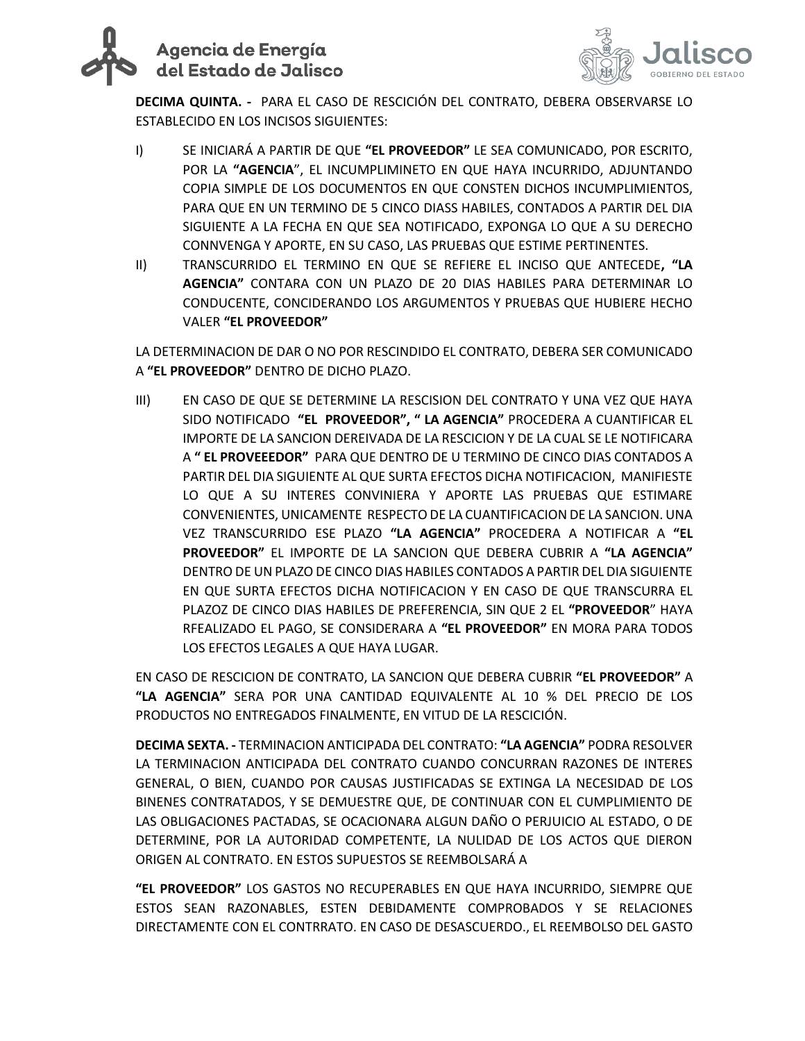**DECIMA QUINTA. -** PARA EL CASO DE RESCICIÓN DEL CONTRATO, DEBERA OBSERVARSE LO ESTABLECIDO EN LOS INCISOS SIGUIENTES:

I) SE INICIARÁ A PARTIR DE QUE **"EL PROVEEDOR"** LE SEA COMUNICADO, POR ESCRITO, POR LA **"AGENCIA**", EL INCUMPLIMINETO EN QUE HAYA INCURRIDO, ADJUNTANDO COPIA SIMPLE DE LOS DOCUMENTOS EN QUE CONSTEN DICHOS INCUMPLIMIENTOS, PARA QUE EN UN TERMINO DE 5 CINCO DIASS HABILES, CONTADOS A PARTIR DEL DIA SIGUIENTE A LA FECHA EN QUE SEA NOTIFICADO, EXPONGA LO QUE A SU DERECHO CONNVENGA Y APORTE, EN SU CASO, LAS PRUEBAS QUE ESTIME PERTINENTES.

II) TRANSCURRIDO EL TERMINO EN QUE SE REFIERE EL INCISO QUE ANTECEDE**, "LA AGENCIA"** CONTARA CON UN PLAZO DE 20 DIAS HABILES PARA DETERMINAR LO CONDUCENTE, CONCIDERANDO LOS ARGUMENTOS Y PRUEBAS QUE HUBIERE HECHO VALER **"EL PROVEEDOR"**

LA DETERMINACION DE DAR O NO POR RESCINDIDO EL CONTRATO, DEBERA SER COMUNICADO A **"EL PROVEEDOR"** DENTRO DE DICHO PLAZO.

III) EN CASO DE QUE SE DETERMINE LA RESCISION DEL CONTRATO Y UNA VEZ QUE HAYA SIDO NOTIFICADO **"EL PROVEEDOR", " LA AGENCIA"** PROCEDERA A CUANTIFICAR EL IMPORTE DE LA SANCION DEREIVADA DE LA RESCICION Y DE LA CUAL SE LE NOTIFICARA A **" EL PROVEEEDOR"** PARA QUE DENTRO DE U TERMINO DE CINCO DIAS CONTADOS A PARTIR DEL DIA SIGUIENTE AL QUE SURTA EFECTOS DICHA NOTIFICACION, MANIFIESTE LO QUE A SU INTERES CONVINIERA Y APORTE LAS PRUEBAS QUE ESTIMARE CONVENIENTES, UNICAMENTE RESPECTO DE LA CUANTIFICACION DE LA SANCION. UNA VEZ TRANSCURRIDO ESE PLAZO **"LA AGENCIA"** PROCEDERA A NOTIFICAR A **"EL PROVEEDOR"** EL IMPORTE DE LA SANCION QUE DEBERA CUBRIR A **"LA AGENCIA"** DENTRO DE UN PLAZO DE CINCO DIAS HABILES CONTADOS A PARTIR DEL DIA SIGUIENTE EN QUE SURTA EFECTOS DICHA NOTIFICACION Y EN CASO DE QUE TRANSCURRA EL PLAZOZ DE CINCO DIAS HABILES DE PREFERENCIA, SIN QUE 2 EL **"PROVEEDOR**" HAYA RFEALIZADO EL PAGO, SE CONSIDERARA A **"EL PROVEEDOR"** EN MORA PARA TODOS LOS EFECTOS LEGALES A QUE HAYA LUGAR.

EN CASO DE RESCICION DE CONTRATO, LA SANCION QUE DEBERA CUBRIR **"EL PROVEEDOR"** A **"LA AGENCIA"** SERA POR UNA CANTIDAD EQUIVALENTE AL 10 % DEL PRECIO DE LOS PRODUCTOS NO ENTREGADOS FINALMENTE, EN VITUD DE LA RESCICIÓN.

**DECIMA SEXTA. -** TERMINACION ANTICIPADA DEL CONTRATO: **"LA AGENCIA"** PODRA RESOLVER LA TERMINACION ANTICIPADA DEL CONTRATO CUANDO CONCURRAN RAZONES DE INTERES GENERAL, O BIEN, CUANDO POR CAUSAS JUSTIFICADAS SE EXTINGA LA NECESIDAD DE LOS BINENES CONTRATADOS, Y SE DEMUESTRE QUE, DE CONTINUAR CON EL CUMPLIMIENTO DE LAS OBLIGACIONES PACTADAS, SE OCACIONARA ALGUN DAÑO O PERJUICIO AL ESTADO, O DE DETERMINE, POR LA AUTORIDAD COMPETENTE, LA NULIDAD DE LOS ACTOS QUE DIERON ORIGEN AL CONTRATO. EN ESTOS SUPUESTOS SE REEMBOLSARÁ A

**"EL PROVEEDOR"** LOS GASTOS NO RECUPERABLES EN QUE HAYA INCURRIDO, SIEMPRE QUE ESTOS SEAN RAZONABLES, ESTEN DEBIDAMENTE COMPROBADOS Y SE RELACIONES DIRECTAMENTE CON EL CONTRRATO. EN CASO DE DESASCUERDO., EL REEMBOLSO DEL GASTO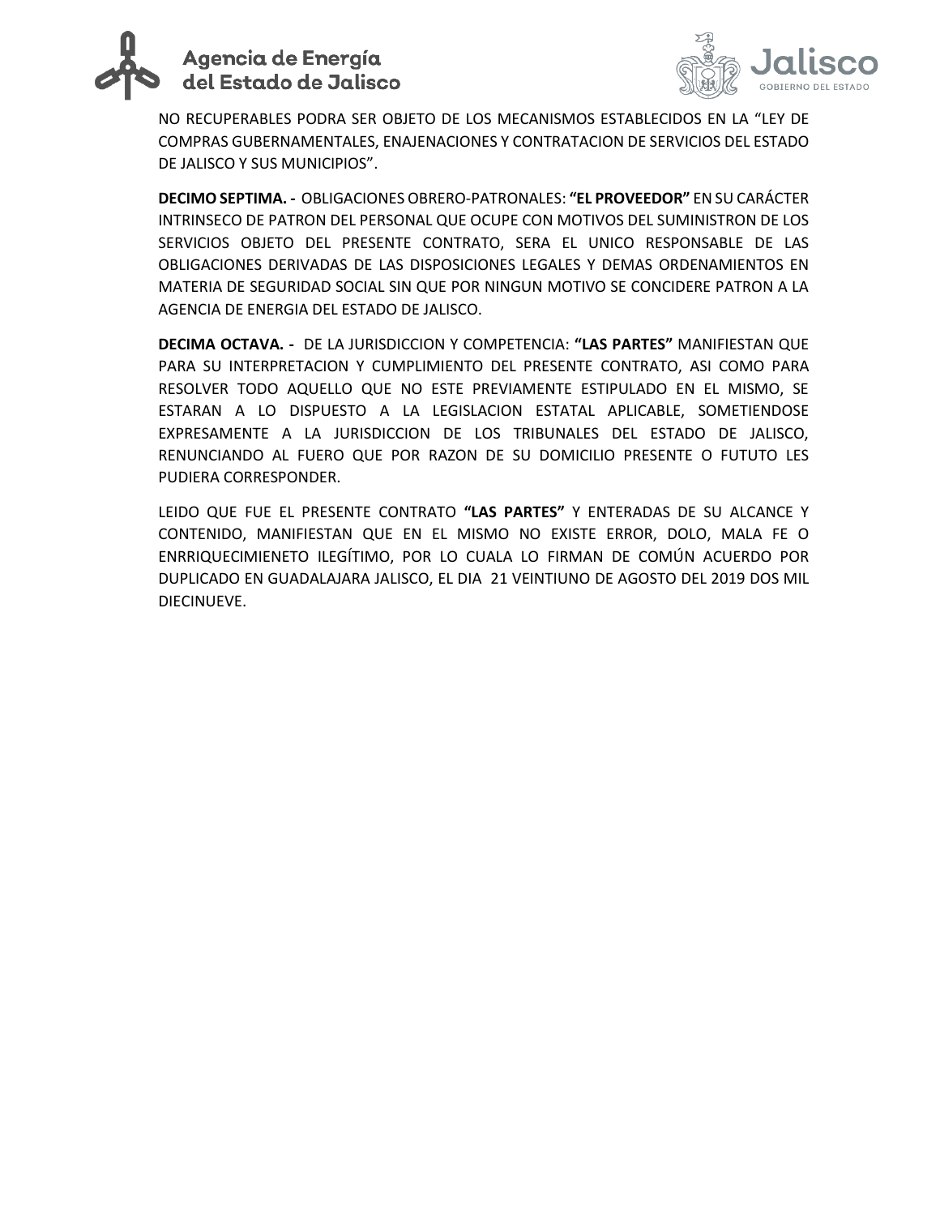NO RECUPERABLES PODRA SER OBJETO DE LOS MECANISMOS ESTABLECIDOS EN LA "LEY DE COMPRAS GUBERNAMENTALES, ENAJENACIONES Y CONTRATACION DE SERVICIOS DEL ESTADO DE JALISCO Y SUS MUNICIPIOS".

**DECIMO SEPTIMA. -** OBLIGACIONES OBRERO-PATRONALES: **"EL PROVEEDOR"** EN SU CARÁCTER INTRINSECO DE PATRON DEL PERSONAL QUE OCUPE CON MOTIVOS DEL SUMINISTRON DE LOS SERVICIOS OBJETO DEL PRESENTE CONTRATO, SERA EL UNICO RESPONSABLE DE LAS OBLIGACIONES DERIVADAS DE LAS DISPOSICIONES LEGALES Y DEMAS ORDENAMIENTOS EN MATERIA DE SEGURIDAD SOCIAL SIN QUE POR NINGUN MOTIVO SE CONCIDERE PATRON A LA AGENCIA DE ENERGIA DEL ESTADO DE JALISCO.

**DECIMA OCTAVA. -** DE LA JURISDICCION Y COMPETENCIA: **"LAS PARTES"** MANIFIESTAN QUE PARA SU INTERPRETACION Y CUMPLIMIENTO DEL PRESENTE CONTRATO, ASI COMO PARA RESOLVER TODO AQUELLO QUE NO ESTE PREVIAMENTE ESTIPULADO EN EL MISMO, SE ESTARAN A LO DISPUESTO A LA LEGISLACION ESTATAL APLICABLE, SOMETIENDOSE EXPRESAMENTE A LA JURISDICCION DE LOS TRIBUNALES DEL ESTADO DE JALISCO, RENUNCIANDO AL FUERO QUE POR RAZON DE SU DOMICILIO PRESENTE O FUTUTO LES PUDIERA CORRESPONDER.

LEIDO QUE FUE EL PRESENTE CONTRATO **"LAS PARTES"** Y ENTERADAS DE SU ALCANCE Y CONTENIDO, MANIFIESTAN QUE EN EL MISMO NO EXISTE ERROR, DOLO, MALA FE O ENRRIQUECIMIENETO ILEGÍTIMO, POR LO CUALA LO FIRMAN DE COMÚN ACUERDO POR DUPLICADO EN GUADALAJARA JALISCO, EL DIA 21 VEINTIUNO DE AGOSTO DEL 2019 DOS MIL DIECINUEVE.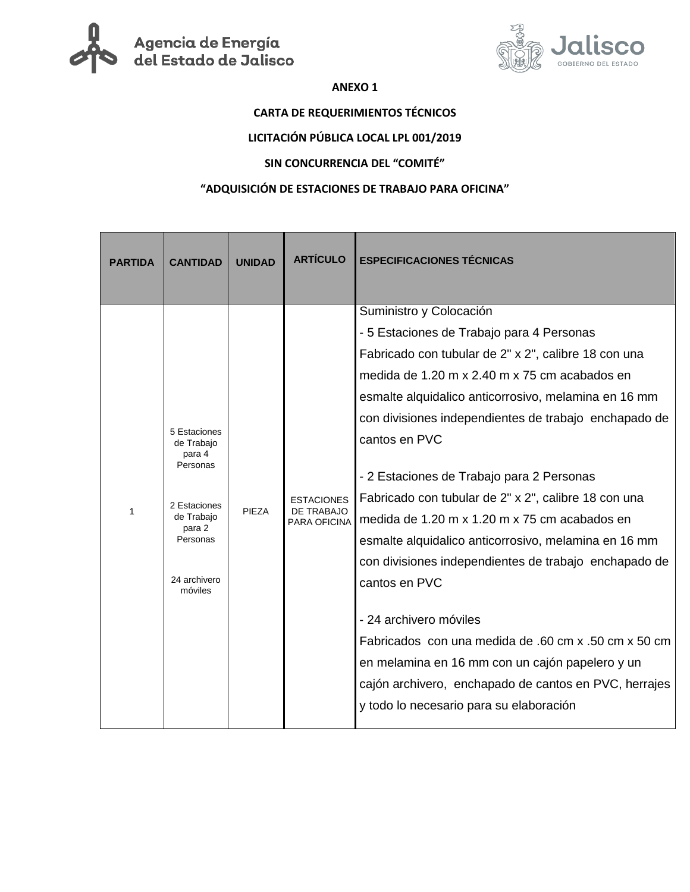Agencia de Energía del Estado de Jalisco

Jalisco GOBIERNO DEL ESTADO

**ANEXO 1**

**CARTA DE REQUERIMIENTOS TÉCNICOS**

**LICITACIÓN PÚBLICA LOCAL LPL 001/2019**

**SIN CONCURRENCIA DEL “COMITÉ”**

**“ADQUISICIÓN DE ESTACIONES DE TRABAJO PARA OFICINA”**

| PARTIDA | CANTIDAD | UNIDAD | ARTÍCULO | ESPECIFICACIONES TÉCNICAS |
|---|---|---|---|---|
| 1 | 5 Estaciones de Trabajo para 4 Personas<br><br>2 Estaciones de Trabajo para 2 Personas<br><br>24 archivero móviles | PIEZA | ESTACIONES DE TRABAJO PARA OFICINA | Suministro y Colocación<br>- 5 Estaciones de Trabajo para 4 Personas<br>Fabricado con tubular de 2" x 2", calibre 18 con una medida de 1.20 m x 2.40 m x 75 cm acabados en esmalte alquidalico anticorrosivo, melamina en 16 mm con divisiones independientes de trabajo enchapado de cantos en PVC<br><br>- 2 Estaciones de Trabajo para 2 Personas<br>Fabricado con tubular de 2" x 2", calibre 18 con una medida de 1.20 m x 1.20 m x 75 cm acabados en esmalte alquidalico anticorrosivo, melamina en 16 mm con divisiones independientes de trabajo enchapado de cantos en PVC<br><br>- 24 archivero móviles<br>Fabricados con una medida de .60 cm x .50 cm x 50 cm en melamina en 16 mm con un cajón papelero y un cajón archivero, enchapado de cantos en PVC, herrajes y todo lo necesario para su elaboración |